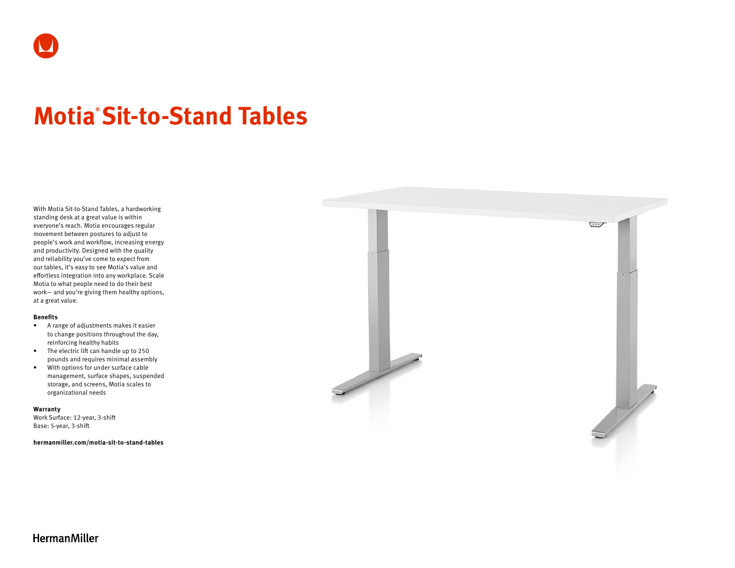# Motia® Sit-to-Stand Tables

With Motia Sit-to-Stand Tables, a hardworking standing desk at a great value is within everyone's reach. Motia encourages regular movement between postures to adjust to people's work and workflow, increasing energy and productivity. Designed with the quality and reliability you've come to expect from our tables, it's easy to see Motia's value and effortless integration into any workplace. Scale Motia to what people need to do their best work— and you're giving them healthy options, at a great value.

**Benefits**

- A range of adjustments makes it easier to change positions throughout the day, reinforcing healthy habits
- The electric lift can handle up to 250 pounds and requires minimal assembly
- With options for under surface cable management, surface shapes, suspended storage, and screens, Motia scales to organizational needs

**Warranty**

Work Surface: 12-year, 3-shift
Base: 5-year, 3-shift

**hermanmiller.com/motia-sit-to-stand-tables**

HermanMiller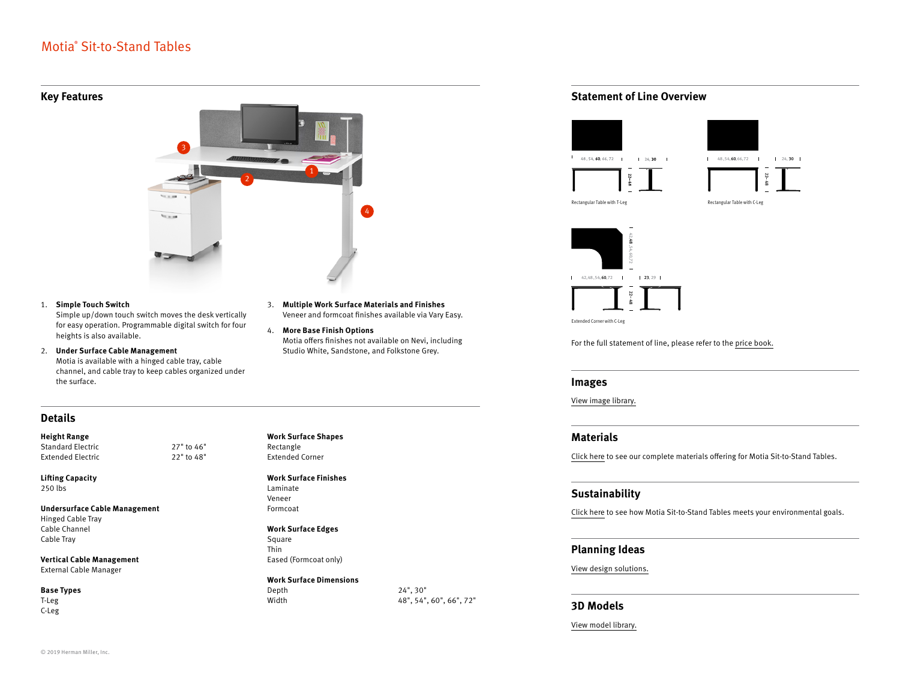# Motia® Sit-to-Stand Tables

## Key Features

1. **Simple Touch Switch**
   Simple up/down touch switch moves the desk vertically for easy operation. Programmable digital switch for four heights is also available.
2. **Under Surface Cable Management**
   Motia is available with a hinged cable tray, cable channel, and cable tray to keep cables organized under the surface.
3. **Multiple Work Surface Materials and Finishes**
   Veneer and formcoat finishes available via Vary Easy.
4. **More Base Finish Options**
   Motia offers finishes not available on Nevi, including Studio White, Sandstone, and Folkstone Grey.

## Details

**Height Range**

| | |
|---|---|
| Standard Electric | 27" to 46" |
| Extended Electric | 22" to 48" |

**Lifting Capacity**
250 lbs

**Undersurface Cable Management**
Hinged Cable Tray
Cable Channel
Cable Tray

**Vertical Cable Management**
External Cable Manager

**Base Types**
T-Leg
C-Leg

**Work Surface Shapes**
Rectangle
Extended Corner

**Work Surface Finishes**
Laminate
Veneer
Formcoat

**Work Surface Edges**
Square
Thin
Eased (Formcoat only)

**Work Surface Dimensions**

| | |
|---|---|
| Depth | 24", 30" |
| Width | 48", 54", 60", 66", 72" |

## Statement of Line Overview

48, 54, 60, 66, 72
24, 30
22–48
Rectangular Table with T-Leg

48, 54, 60, 66, 72
24, 30
22–48
Rectangular Table with C-Leg

42, 48, 54, 60, 72
42, 48, 54, 60, 72
23, 29
22–48
Extended Corner with C-Leg

For the full statement of line, please refer to the price book.

## Images

View image library.

## Materials

Click here to see our complete materials offering for Motia Sit-to-Stand Tables.

## Sustainability

Click here to see how Motia Sit-to-Stand Tables meets your environmental goals.

## Planning Ideas

View design solutions.

## 3D Models

View model library.

© 2019 Herman Miller, Inc.